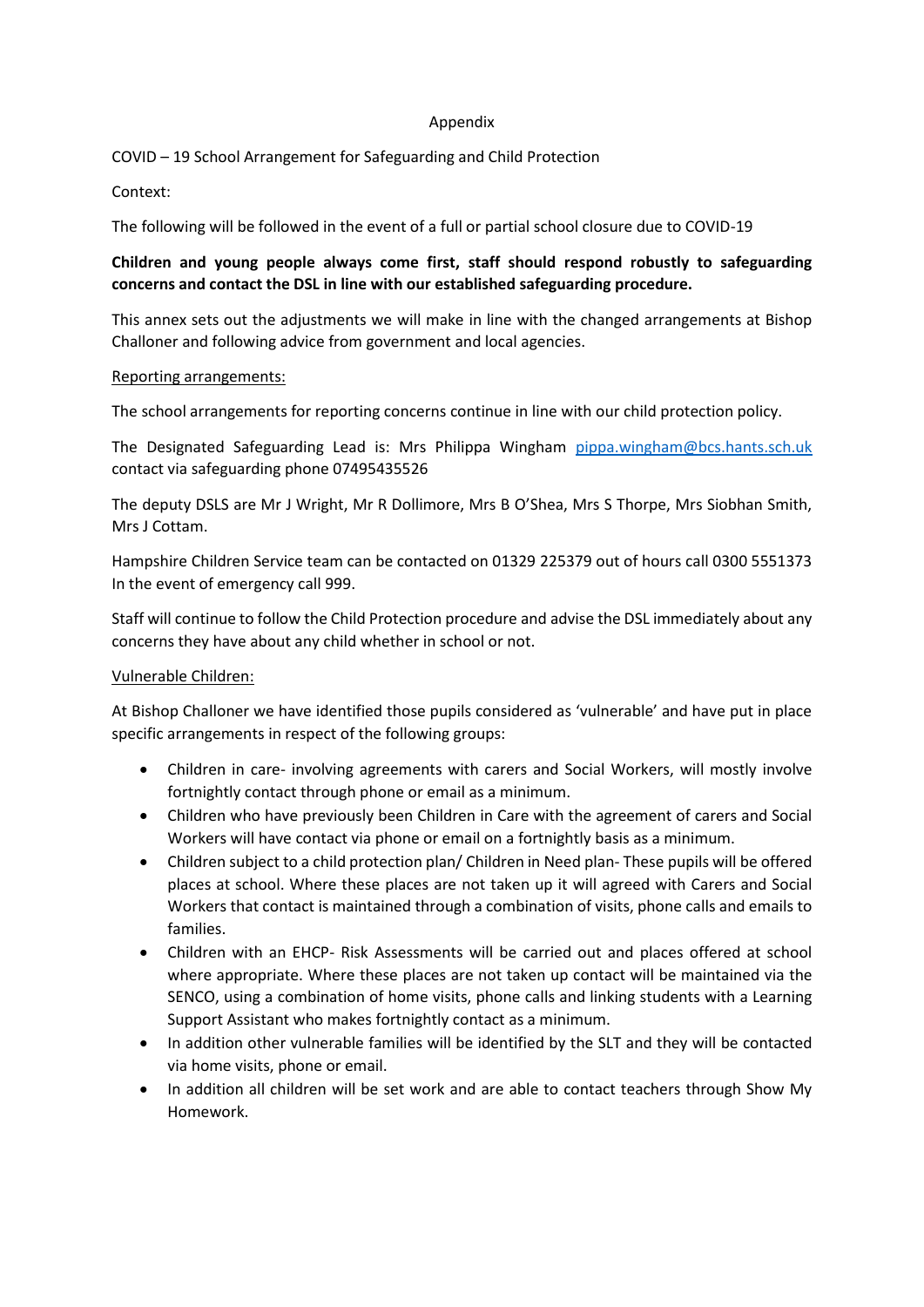Appendix

COVID – 19 School Arrangement for Safeguarding and Child Protection

Context:

The following will be followed in the event of a full or partial school closure due to COVID-19

**Children and young people always come first, staff should respond robustly to safeguarding concerns and contact the DSL in line with our established safeguarding procedure.**

This annex sets out the adjustments we will make in line with the changed arrangements at Bishop Challoner and following advice from government and local agencies.

Reporting arrangements:

The school arrangements for reporting concerns continue in line with our child protection policy.

The Designated Safeguarding Lead is: Mrs Philippa Wingham [pippa.wingham@bcs.hants.sch.uk](mailto:pippa.wingham@bcs.hants.sch.uk) contact via safeguarding phone 07495435526

The deputy DSLS are Mr J Wright, Mr R Dollimore, Mrs B O'Shea, Mrs S Thorpe, Mrs Siobhan Smith, Mrs J Cottam.

Hampshire Children Service team can be contacted on 01329 225379 out of hours call 0300 5551373 In the event of emergency call 999.

Staff will continue to follow the Child Protection procedure and advise the DSL immediately about any concerns they have about any child whether in school or not.

Vulnerable Children:

At Bishop Challoner we have identified those pupils considered as 'vulnerable' and have put in place specific arrangements in respect of the following groups:

- Children in care- involving agreements with carers and Social Workers, will mostly involve fortnightly contact through phone or email as a minimum.
- Children who have previously been Children in Care with the agreement of carers and Social Workers will have contact via phone or email on a fortnightly basis as a minimum.
- Children subject to a child protection plan/ Children in Need plan- These pupils will be offered places at school. Where these places are not taken up it will agreed with Carers and Social Workers that contact is maintained through a combination of visits, phone calls and emails to families.
- Children with an EHCP- Risk Assessments will be carried out and places offered at school where appropriate. Where these places are not taken up contact will be maintained via the SENCO, using a combination of home visits, phone calls and linking students with a Learning Support Assistant who makes fortnightly contact as a minimum.
- In addition other vulnerable families will be identified by the SLT and they will be contacted via home visits, phone or email.
- In addition all children will be set work and are able to contact teachers through Show My Homework.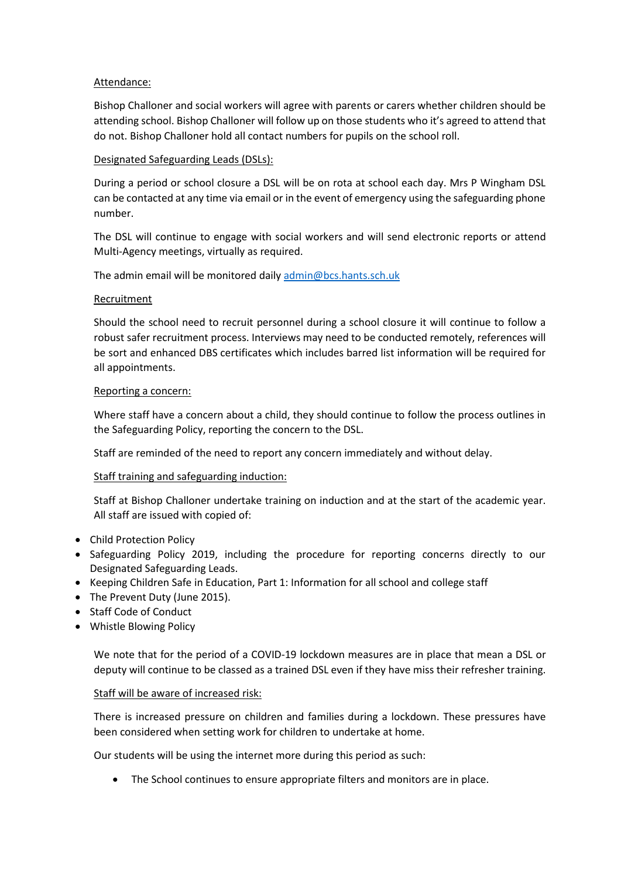Attendance:

Bishop Challoner and social workers will agree with parents or carers whether children should be attending school. Bishop Challoner will follow up on those students who it's agreed to attend that do not. Bishop Challoner hold all contact numbers for pupils on the school roll.

Designated Safeguarding Leads (DSLs):

During a period or school closure a DSL will be on rota at school each day. Mrs P Wingham DSL can be contacted at any time via email or in the event of emergency using the safeguarding phone number.

The DSL will continue to engage with social workers and will send electronic reports or attend Multi-Agency meetings, virtually as required.

The admin email will be monitored daily admin@bcs.hants.sch.uk

Recruitment

Should the school need to recruit personnel during a school closure it will continue to follow a robust safer recruitment process. Interviews may need to be conducted remotely, references will be sort and enhanced DBS certificates which includes barred list information will be required for all appointments.

Reporting a concern:

Where staff have a concern about a child, they should continue to follow the process outlines in the Safeguarding Policy, reporting the concern to the DSL.

Staff are reminded of the need to report any concern immediately and without delay.

Staff training and safeguarding induction:

Staff at Bishop Challoner undertake training on induction and at the start of the academic year. All staff are issued with copied of:

- Child Protection Policy
- Safeguarding Policy 2019, including the procedure for reporting concerns directly to our Designated Safeguarding Leads.
- Keeping Children Safe in Education, Part 1: Information for all school and college staff
- The Prevent Duty (June 2015).
- Staff Code of Conduct
- Whistle Blowing Policy

We note that for the period of a COVID-19 lockdown measures are in place that mean a DSL or deputy will continue to be classed as a trained DSL even if they have miss their refresher training.

Staff will be aware of increased risk:

There is increased pressure on children and families during a lockdown. These pressures have been considered when setting work for children to undertake at home.

Our students will be using the internet more during this period as such:

- The School continues to ensure appropriate filters and monitors are in place.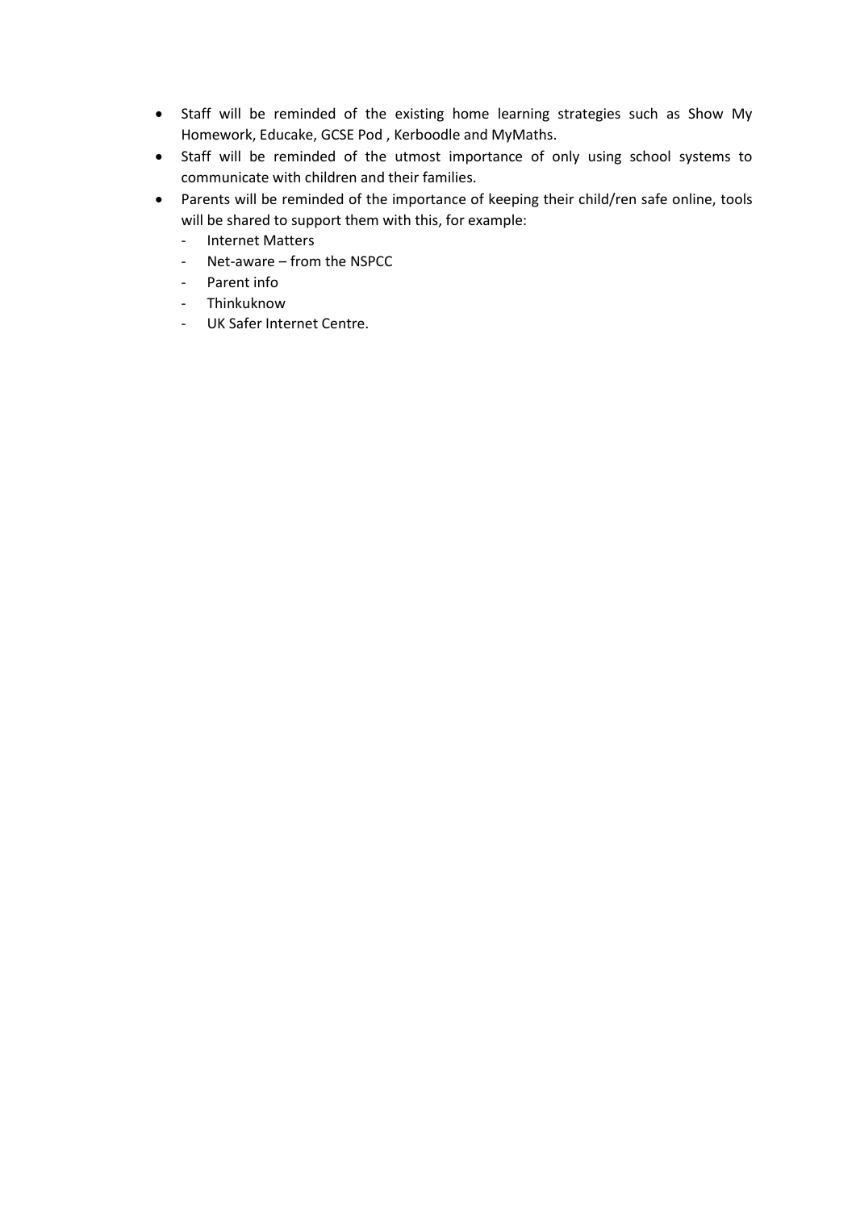- Staff will be reminded of the existing home learning strategies such as Show My Homework, Educake, GCSE Pod , Kerboodle and MyMaths.
- Staff will be reminded of the utmost importance of only using school systems to communicate with children and their families.
- Parents will be reminded of the importance of keeping their child/ren safe online, tools will be shared to support them with this, for example:
  - Internet Matters
  - Net-aware – from the NSPCC
  - Parent info
  - Thinkuknow
  - UK Safer Internet Centre.